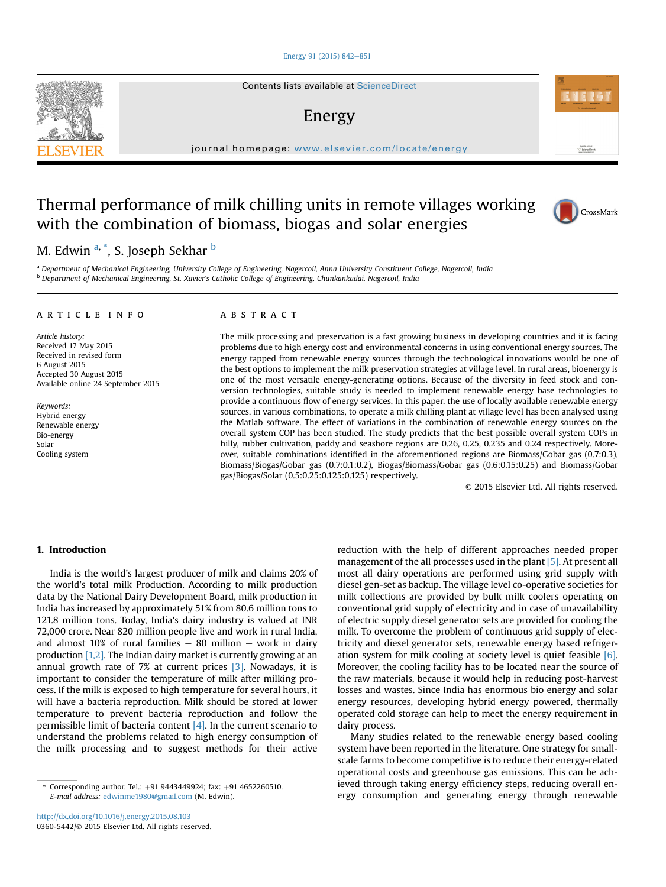Contents lists available at ScienceDirect

# Energy

journal homepage: www.elsevier.com/locate/energy

# Thermal performance of milk chilling units in remote villages working with the combination of biomass, biogas and solar energies

M. Edwin [a,*], S. Joseph Sekhar [b]

[a] Department of Mechanical Engineering, University College of Engineering, Nagercoil, Anna University Constituent College, Nagercoil, India
[b] Department of Mechanical Engineering, St. Xavier's Catholic College of Engineering, Chunkankadai, Nagercoil, India

## ARTICLE INFO

*Article history:*
Received 17 May 2015
Received in revised form
6 August 2015
Accepted 30 August 2015
Available online 24 September 2015

*Keywords:*
Hybrid energy
Renewable energy
Bio-energy
Solar
Cooling system

## ABSTRACT

The milk processing and preservation is a fast growing business in developing countries and it is facing problems due to high energy cost and environmental concerns in using conventional energy sources. The energy tapped from renewable energy sources through the technological innovations would be one of the best options to implement the milk preservation strategies at village level. In rural areas, bioenergy is one of the most versatile energy-generating options. Because of the diversity in feed stock and conversion technologies, suitable study is needed to implement renewable energy base technologies to provide a continuous flow of energy services. In this paper, the use of locally available renewable energy sources, in various combinations, to operate a milk chilling plant at village level has been analysed using the Matlab software. The effect of variations in the combination of renewable energy sources on the overall system COP has been studied. The study predicts that the best possible overall system COPs in hilly, rubber cultivation, paddy and seashore regions are 0.26, 0.25, 0.235 and 0.24 respectively. Moreover, suitable combinations identified in the aforementioned regions are Biomass/Gobar gas (0.7:0.3), Biomass/Biogas/Gobar gas (0.7:0.1:0.2), Biogas/Biomass/Gobar gas (0.6:0.15:0.25) and Biomass/Gobar gas/Biogas/Solar (0.5:0.25:0.125:0.125) respectively.

© 2015 Elsevier Ltd. All rights reserved.

## 1. Introduction

India is the world's largest producer of milk and claims 20% of the world's total milk Production. According to milk production data by the National Dairy Development Board, milk production in India has increased by approximately 51% from 80.6 million tons to 121.8 million tons. Today, India's dairy industry is valued at INR 72,000 crore. Near 820 million people live and work in rural India, and almost 10% of rural families — 80 million — work in dairy production [1,2]. The Indian dairy market is currently growing at an annual growth rate of 7% at current prices [3]. Nowadays, it is important to consider the temperature of milk after milking process. If the milk is exposed to high temperature for several hours, it will have a bacteria reproduction. Milk should be stored at lower temperature to prevent bacteria reproduction and follow the permissible limit of bacteria content [4]. In the current scenario to understand the problems related to high energy consumption of the milk processing and to suggest methods for their active reduction with the help of different approaches needed proper management of the all processes used in the plant [5]. At present all most all dairy operations are performed using grid supply with diesel gen-set as backup. The village level co-operative societies for milk collections are provided by bulk milk coolers operating on conventional grid supply of electricity and in case of unavailability of electric supply diesel generator sets are provided for cooling the milk. To overcome the problem of continuous grid supply of electricity and diesel generator sets, renewable energy based refrigeration system for milk cooling at society level is quiet feasible [6]. Moreover, the cooling facility has to be located near the source of the raw materials, because it would help in reducing post-harvest losses and wastes. Since India has enormous bio energy and solar energy resources, developing hybrid energy powered, thermally operated cold storage can help to meet the energy requirement in dairy process.

Many studies related to the renewable energy based cooling system have been reported in the literature. One strategy for small-scale farms to become competitive is to reduce their energy-related operational costs and greenhouse gas emissions. This can be achieved through taking energy efficiency steps, reducing overall energy consumption and generating energy through renewable

* Corresponding author. Tel.: +91 9443449924; fax: +91 4652260510.
E-mail address: edwinme1980@gmail.com (M. Edwin).

http://dx.doi.org/10.1016/j.energy.2015.08.103
0360-5442/© 2015 Elsevier Ltd. All rights reserved.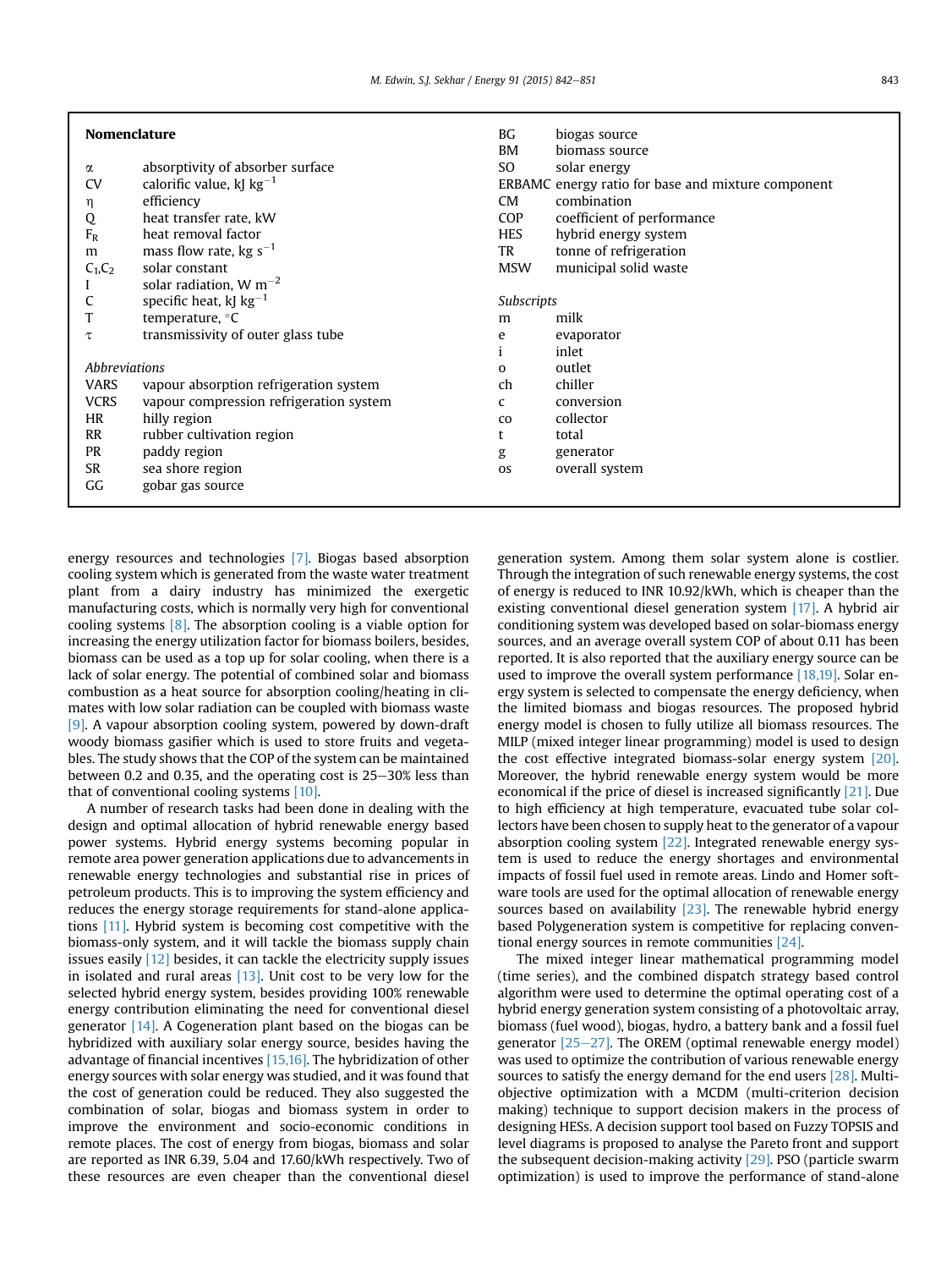## Nomenclature

| | |
|---|---|
| $\alpha$ | absorptivity of absorber surface |
| CV | calorific value, kJ $kg^{-1}$ |
| $\eta$ | efficiency |
| Q | heat transfer rate, kW |
| $F_R$ | heat removal factor |
| m | mass flow rate, kg $s^{-1}$ |
| $C_1$,$C_2$ | solar constant |
| I | solar radiation, W $m^{-2}$ |
| C | specific heat, kJ $kg^{-1}$ |
| T | temperature, °C |
| $\tau$ | transmissivity of outer glass tube |

*Abbreviations*

| | |
|---|---|
| VARS | vapour absorption refrigeration system |
| VCRS | vapour compression refrigeration system |
| HR | hilly region |
| RR | rubber cultivation region |
| PR | paddy region |
| SR | sea shore region |
| GG | gobar gas source |
| BG | biogas source |
| BM | biomass source |
| SO | solar energy |
| ERBAMC | energy ratio for base and mixture component |
| CM | combination |
| COP | coefficient of performance |
| HES | hybrid energy system |
| TR | tonne of refrigeration |
| MSW | municipal solid waste |

*Subscripts*

| | |
|---|---|
| m | milk |
| e | evaporator |
| i | inlet |
| o | outlet |
| ch | chiller |
| c | conversion |
| co | collector |
| t | total |
| g | generator |
| os | overall system |

energy resources and technologies [7]. Biogas based absorption cooling system which is generated from the waste water treatment plant from a dairy industry has minimized the exergetic manufacturing costs, which is normally very high for conventional cooling systems [8]. The absorption cooling is a viable option for increasing the energy utilization factor for biomass boilers, besides, biomass can be used as a top up for solar cooling, when there is a lack of solar energy. The potential of combined solar and biomass combustion as a heat source for absorption cooling/heating in climates with low solar radiation can be coupled with biomass waste [9]. A vapour absorption cooling system, powered by down-draft woody biomass gasifier which is used to store fruits and vegetables. The study shows that the COP of the system can be maintained between 0.2 and 0.35, and the operating cost is 25–30% less than that of conventional cooling systems [10].

A number of research tasks had been done in dealing with the design and optimal allocation of hybrid renewable energy based power systems. Hybrid energy systems becoming popular in remote area power generation applications due to advancements in renewable energy technologies and substantial rise in prices of petroleum products. This is to improving the system efficiency and reduces the energy storage requirements for stand-alone applications [11]. Hybrid system is becoming cost competitive with the biomass-only system, and it will tackle the biomass supply chain issues easily [12] besides, it can tackle the electricity supply issues in isolated and rural areas [13]. Unit cost to be very low for the selected hybrid energy system, besides providing 100% renewable energy contribution eliminating the need for conventional diesel generator [14]. A Cogeneration plant based on the biogas can be hybridized with auxiliary solar energy source, besides having the advantage of financial incentives [15,16]. The hybridization of other energy sources with solar energy was studied, and it was found that the cost of generation could be reduced. They also suggested the combination of solar, biogas and biomass system in order to improve the environment and socio-economic conditions in remote places. The cost of energy from biogas, biomass and solar are reported as INR 6.39, 5.04 and 17.60/kWh respectively. Two of these resources are even cheaper than the conventional diesel generation system. Among them solar system alone is costlier. Through the integration of such renewable energy systems, the cost of energy is reduced to INR 10.92/kWh, which is cheaper than the existing conventional diesel generation system [17]. A hybrid air conditioning system was developed based on solar-biomass energy sources, and an average overall system COP of about 0.11 has been reported. It is also reported that the auxiliary energy source can be used to improve the overall system performance [18,19]. Solar energy system is selected to compensate the energy deficiency, when the limited biomass and biogas resources. The proposed hybrid energy model is chosen to fully utilize all biomass resources. The MILP (mixed integer linear programming) model is used to design the cost effective integrated biomass-solar energy system [20]. Moreover, the hybrid renewable energy system would be more economical if the price of diesel is increased significantly [21]. Due to high efficiency at high temperature, evacuated tube solar collectors have been chosen to supply heat to the generator of a vapour absorption cooling system [22]. Integrated renewable energy system is used to reduce the energy shortages and environmental impacts of fossil fuel used in remote areas. Lindo and Homer software tools are used for the optimal allocation of renewable energy sources based on availability [23]. The renewable hybrid energy based Polygeneration system is competitive for replacing conventional energy sources in remote communities [24].

The mixed integer linear mathematical programming model (time series), and the combined dispatch strategy based control algorithm were used to determine the optimal operating cost of a hybrid energy generation system consisting of a photovoltaic array, biomass (fuel wood), biogas, hydro, a battery bank and a fossil fuel generator [25–27]. The OREM (optimal renewable energy model) was used to optimize the contribution of various renewable energy sources to satisfy the energy demand for the end users [28]. Multi-objective optimization with a MCDM (multi-criterion decision making) technique to support decision makers in the process of designing HESs. A decision support tool based on Fuzzy TOPSIS and level diagrams is proposed to analyse the Pareto front and support the subsequent decision-making activity [29]. PSO (particle swarm optimization) is used to improve the performance of stand-alone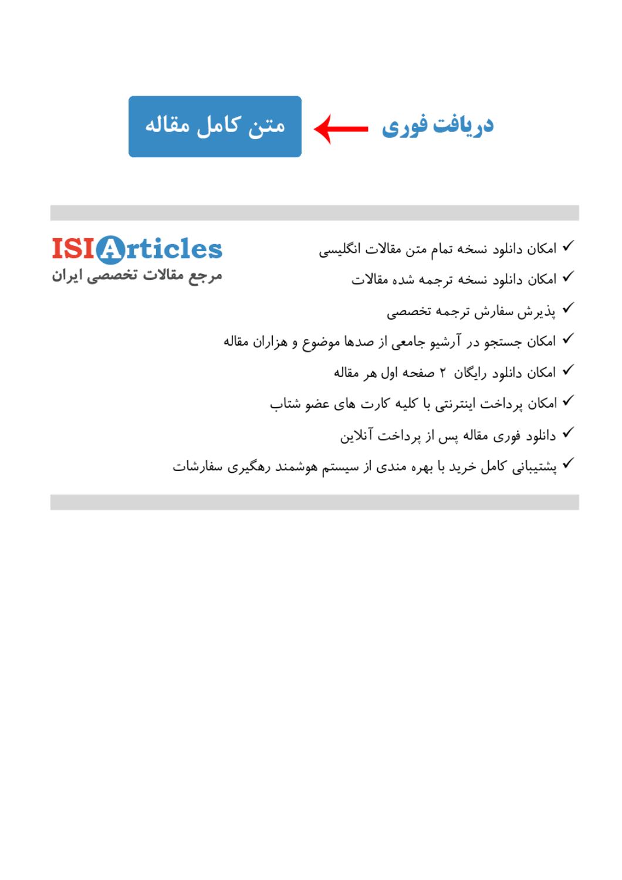دریافت فوری ← **متن کامل مقاله**

**ISIArticles**
مرجع مقالات تخصصی ایران

- ✓ امکان دانلود نسخه تمام متن مقالات انگلیسی
- ✓ امکان دانلود نسخه ترجمه شده مقالات
- ✓ پذیرش سفارش ترجمه تخصصی
- ✓ امکان جستجو در آرشیو جامعی از صدها موضوع و هزاران مقاله
- ✓ امکان دانلود رایگان ۲ صفحه اول هر مقاله
- ✓ امکان پرداخت اینترنتی با کلیه کارت های عضو شتاب
- ✓ دانلود فوری مقاله پس از پرداخت آنلاین
- ✓ پشتیبانی کامل خرید با بهره مندی از سیستم هوشمند رهگیری سفارشات